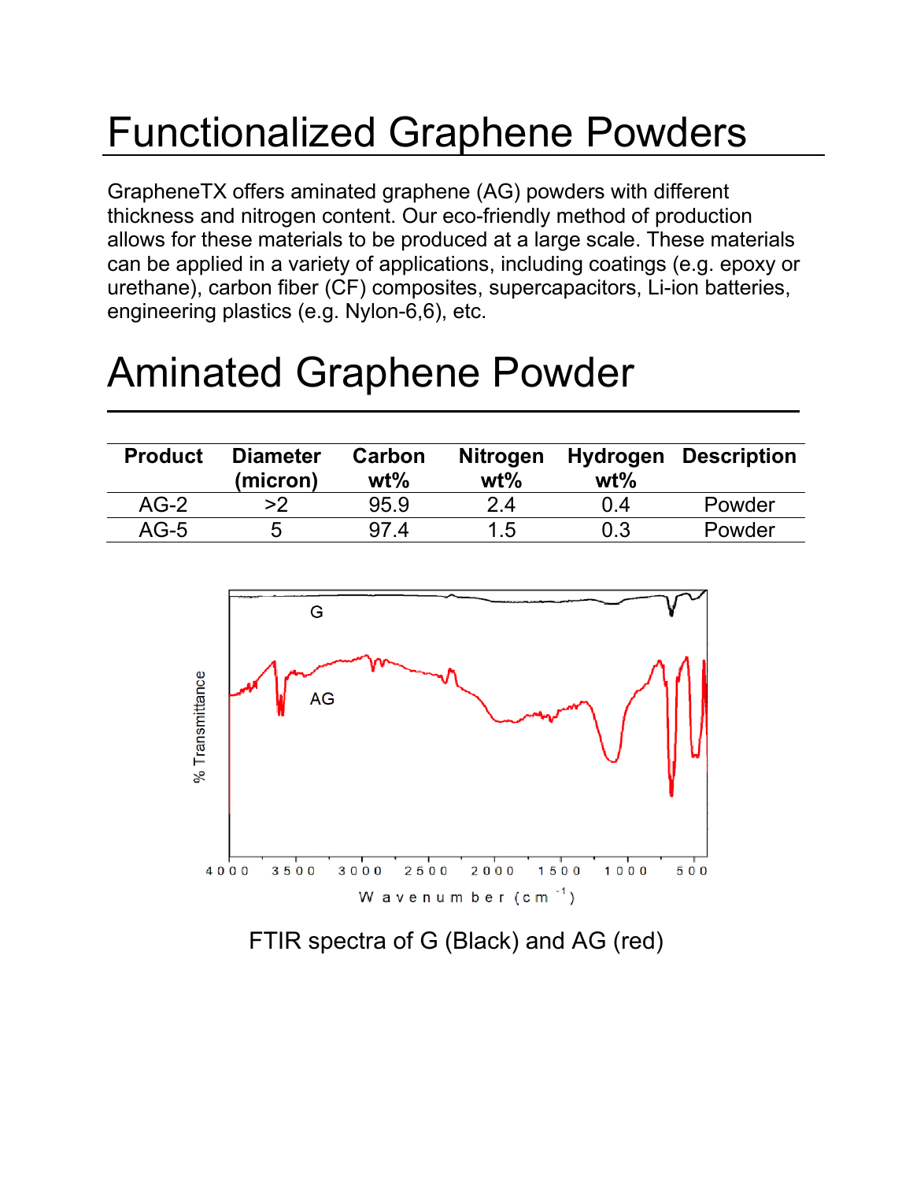# Functionalized Graphene Powders

GrapheneTX offers aminated graphene (AG) powders with different thickness and nitrogen content. Our eco-friendly method of production allows for these materials to be produced at a large scale. These materials can be applied in a variety of applications, including coatings (e.g. epoxy or urethane), carbon fiber (CF) composites, supercapacitors, Li-ion batteries, engineering plastics (e.g. Nylon-6,6), etc.

# Aminated Graphene Powder

| Product | Diameter (micron) | Carbon wt% | Nitrogen wt% | Hydrogen wt% | Description |
|---|---|---|---|---|---|
| AG-2 | >2 | 95.9 | 2.4 | 0.4 | Powder |
| AG-5 | 5 | 97.4 | 1.5 | 0.3 | Powder |

FTIR spectra of G (Black) and AG (red)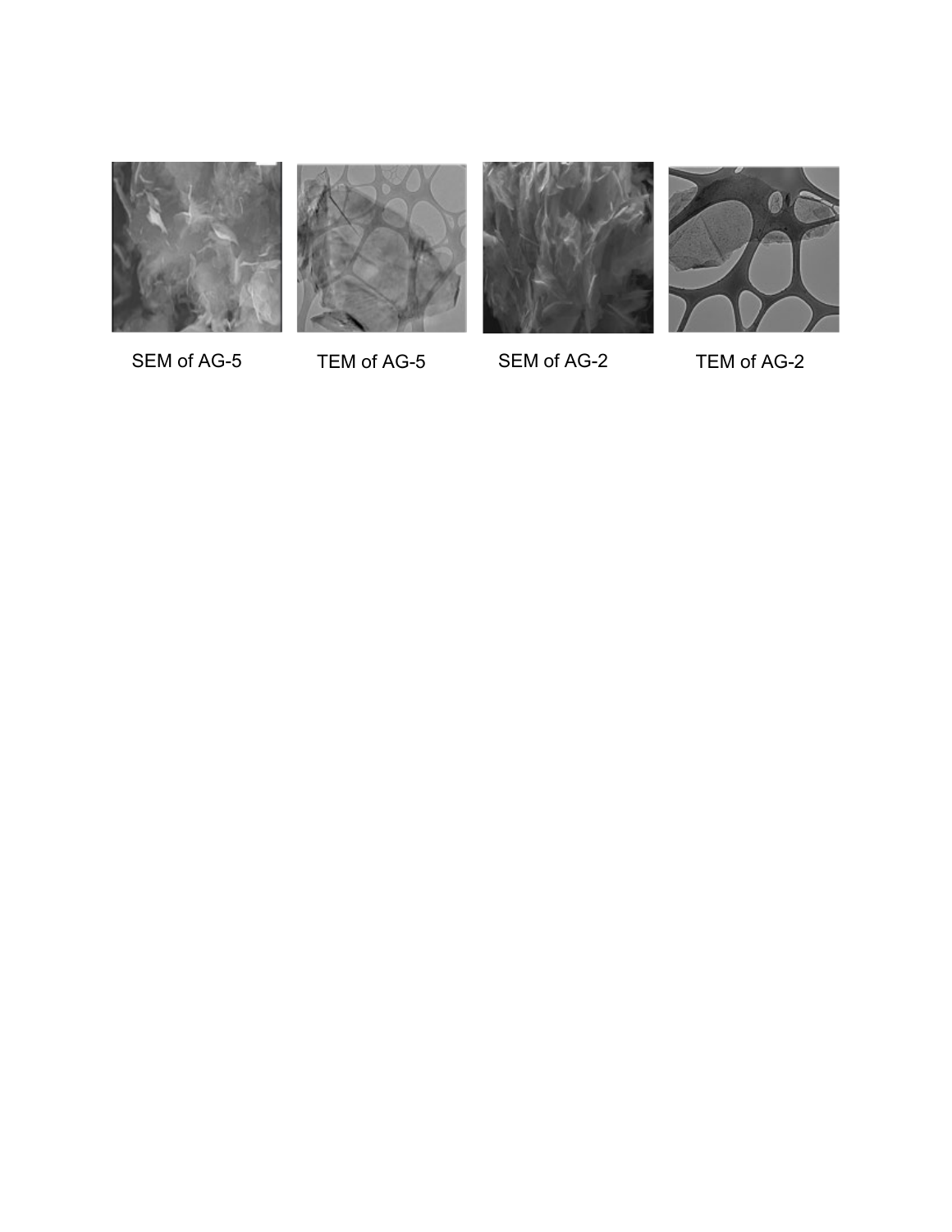SEM of AG-5 TEM of AG-5 SEM of AG-2 TEM of AG-2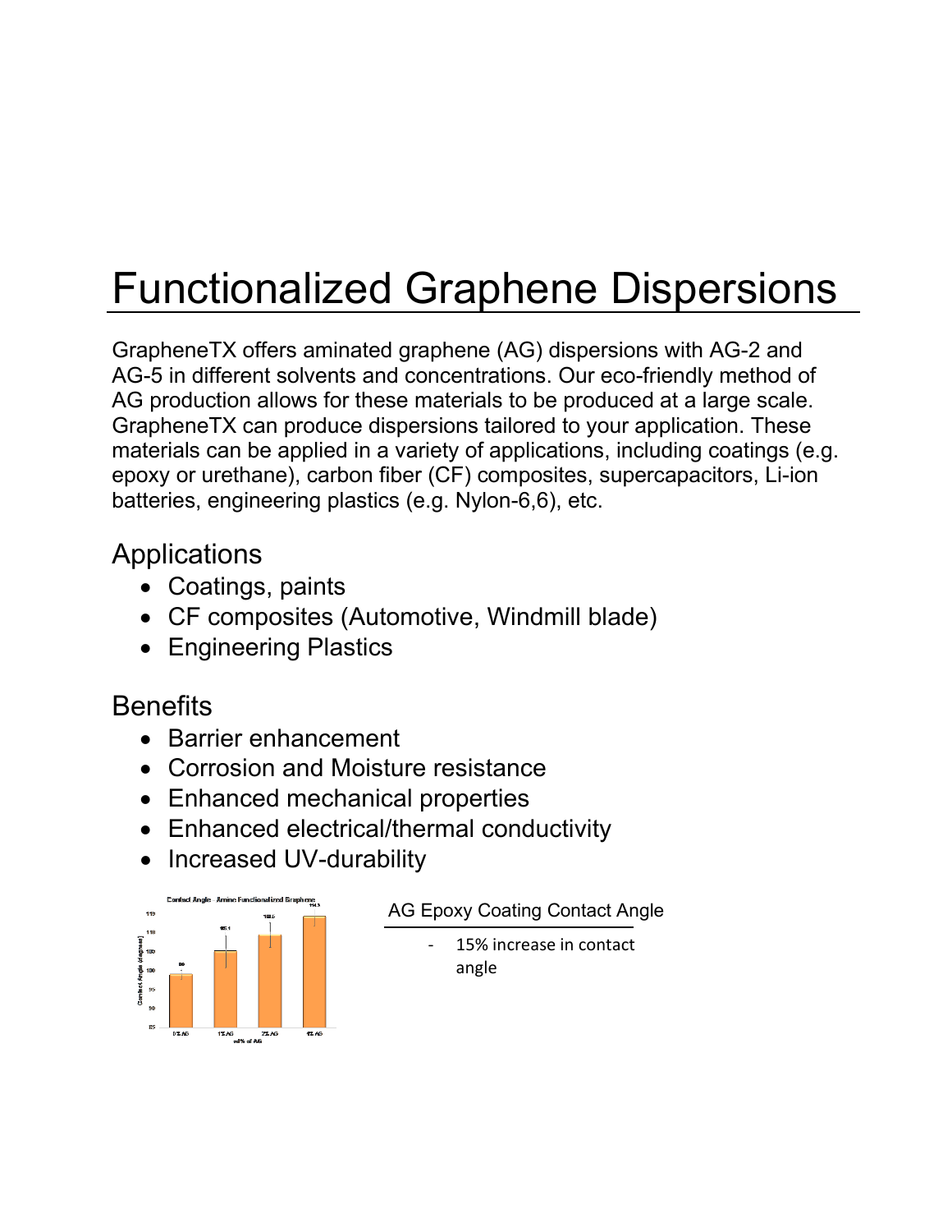# Functionalized Graphene Dispersions

GrapheneTX offers aminated graphene (AG) dispersions with AG-2 and AG-5 in different solvents and concentrations. Our eco-friendly method of AG production allows for these materials to be produced at a large scale. GrapheneTX can produce dispersions tailored to your application. These materials can be applied in a variety of applications, including coatings (e.g. epoxy or urethane), carbon fiber (CF) composites, supercapacitors, Li-ion batteries, engineering plastics (e.g. Nylon-6,6), etc.

## Applications

- Coatings, paints
- CF composites (Automotive, Windmill blade)
- Engineering Plastics

## Benefits

- Barrier enhancement
- Corrosion and Moisture resistance
- Enhanced mechanical properties
- Enhanced electrical/thermal conductivity
- Increased UV-durability

Contact Angle - Amine Functionalized Graphene

AG Epoxy Coating Contact Angle

- 15% increase in contact angle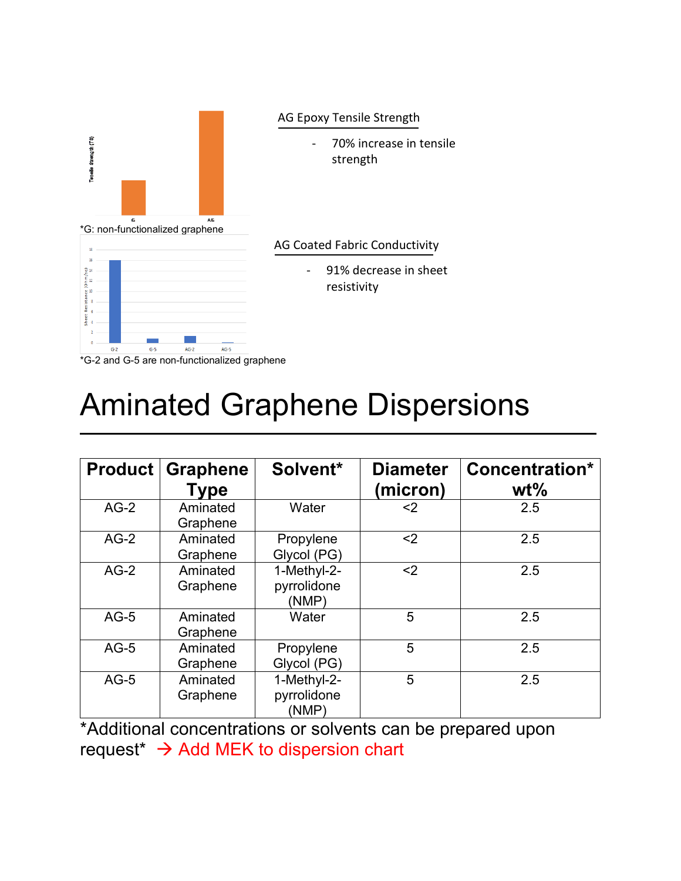Tensile Strength (TS)

G

AG

*G: non-functionalized graphene

AG Epoxy Tensile Strength

- 70% increase in tensile strength

Sheet Resistance (Ohm/sq)

18
16
14
12
10
8
6
4
2
0

G-2
G-5
AG-2
AG-5

*G-2 and G-5 are non-functionalized graphene

AG Coated Fabric Conductivity

- 91% decrease in sheet resistivity

# Aminated Graphene Dispersions

| Product | Graphene Type | Solvent* | Diameter (micron) | Concentration* wt% |
|---|---|---|---|---|
| AG-2 | Aminated Graphene | Water | <2 | 2.5 |
| AG-2 | Aminated Graphene | Propylene Glycol (PG) | <2 | 2.5 |
| AG-2 | Aminated Graphene | 1-Methyl-2-pyrrolidone (NMP) | <2 | 2.5 |
| AG-5 | Aminated Graphene | Water | 5 | 2.5 |
| AG-5 | Aminated Graphene | Propylene Glycol (PG) | 5 | 2.5 |
| AG-5 | Aminated Graphene | 1-Methyl-2-pyrrolidone (NMP) | 5 | 2.5 |

*Additional concentrations or solvents can be prepared upon request* → Add MEK to dispersion chart